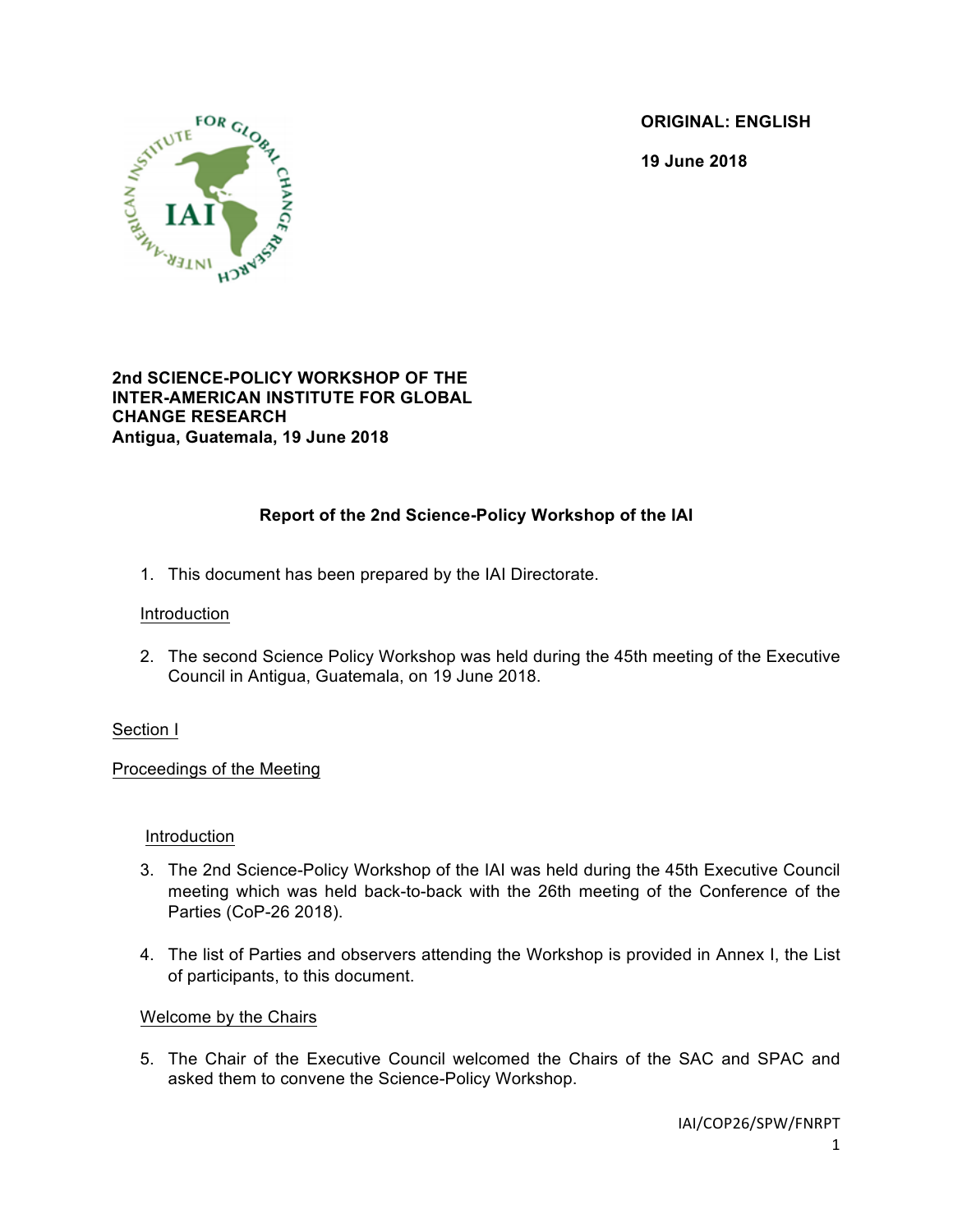**ORIGINAL: ENGLISH**

**19 June 2018**

**2nd SCIENCE-POLICY WORKSHOP OF THE INTER-AMERICAN INSTITUTE FOR GLOBAL CHANGE RESEARCH**
**Antigua, Guatemala, 19 June 2018**

# Report of the 2nd Science-Policy Workshop of the IAI

1. This document has been prepared by the IAI Directorate.

Introduction

2. The second Science Policy Workshop was held during the 45th meeting of the Executive Council in Antigua, Guatemala, on 19 June 2018.

Section I

Proceedings of the Meeting

Introduction

3. The 2nd Science-Policy Workshop of the IAI was held during the 45th Executive Council meeting which was held back-to-back with the 26th meeting of the Conference of the Parties (CoP-26 2018).

4. The list of Parties and observers attending the Workshop is provided in Annex I, the List of participants, to this document.

Welcome by the Chairs

5. The Chair of the Executive Council welcomed the Chairs of the SAC and SPAC and asked them to convene the Science-Policy Workshop.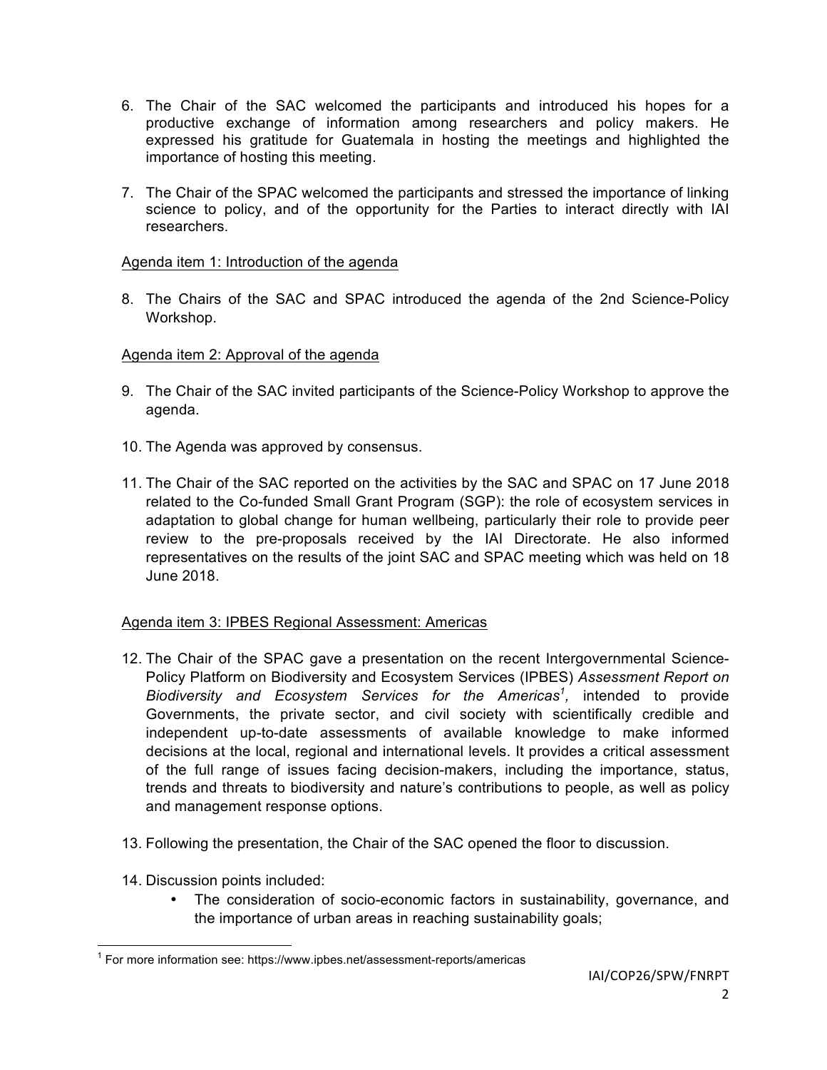6. The Chair of the SAC welcomed the participants and introduced his hopes for a productive exchange of information among researchers and policy makers. He expressed his gratitude for Guatemala in hosting the meetings and highlighted the importance of hosting this meeting.

7. The Chair of the SPAC welcomed the participants and stressed the importance of linking science to policy, and of the opportunity for the Parties to interact directly with IAI researchers.

Agenda item 1: Introduction of the agenda

8. The Chairs of the SAC and SPAC introduced the agenda of the 2nd Science-Policy Workshop.

Agenda item 2: Approval of the agenda

9. The Chair of the SAC invited participants of the Science-Policy Workshop to approve the agenda.

10. The Agenda was approved by consensus.

11. The Chair of the SAC reported on the activities by the SAC and SPAC on 17 June 2018 related to the Co-funded Small Grant Program (SGP): the role of ecosystem services in adaptation to global change for human wellbeing, particularly their role to provide peer review to the pre-proposals received by the IAI Directorate. He also informed representatives on the results of the joint SAC and SPAC meeting which was held on 18 June 2018.

Agenda item 3: IPBES Regional Assessment: Americas

12. The Chair of the SPAC gave a presentation on the recent Intergovernmental Science-Policy Platform on Biodiversity and Ecosystem Services (IPBES) *Assessment Report on Biodiversity and Ecosystem Services for the Americas*[1], intended to provide Governments, the private sector, and civil society with scientifically credible and independent up-to-date assessments of available knowledge to make informed decisions at the local, regional and international levels. It provides a critical assessment of the full range of issues facing decision-makers, including the importance, status, trends and threats to biodiversity and nature's contributions to people, as well as policy and management response options.

13. Following the presentation, the Chair of the SAC opened the floor to discussion.

14. Discussion points included:
    - The consideration of socio-economic factors in sustainability, governance, and the importance of urban areas in reaching sustainability goals;

[1] For more information see: https://www.ipbes.net/assessment-reports/americas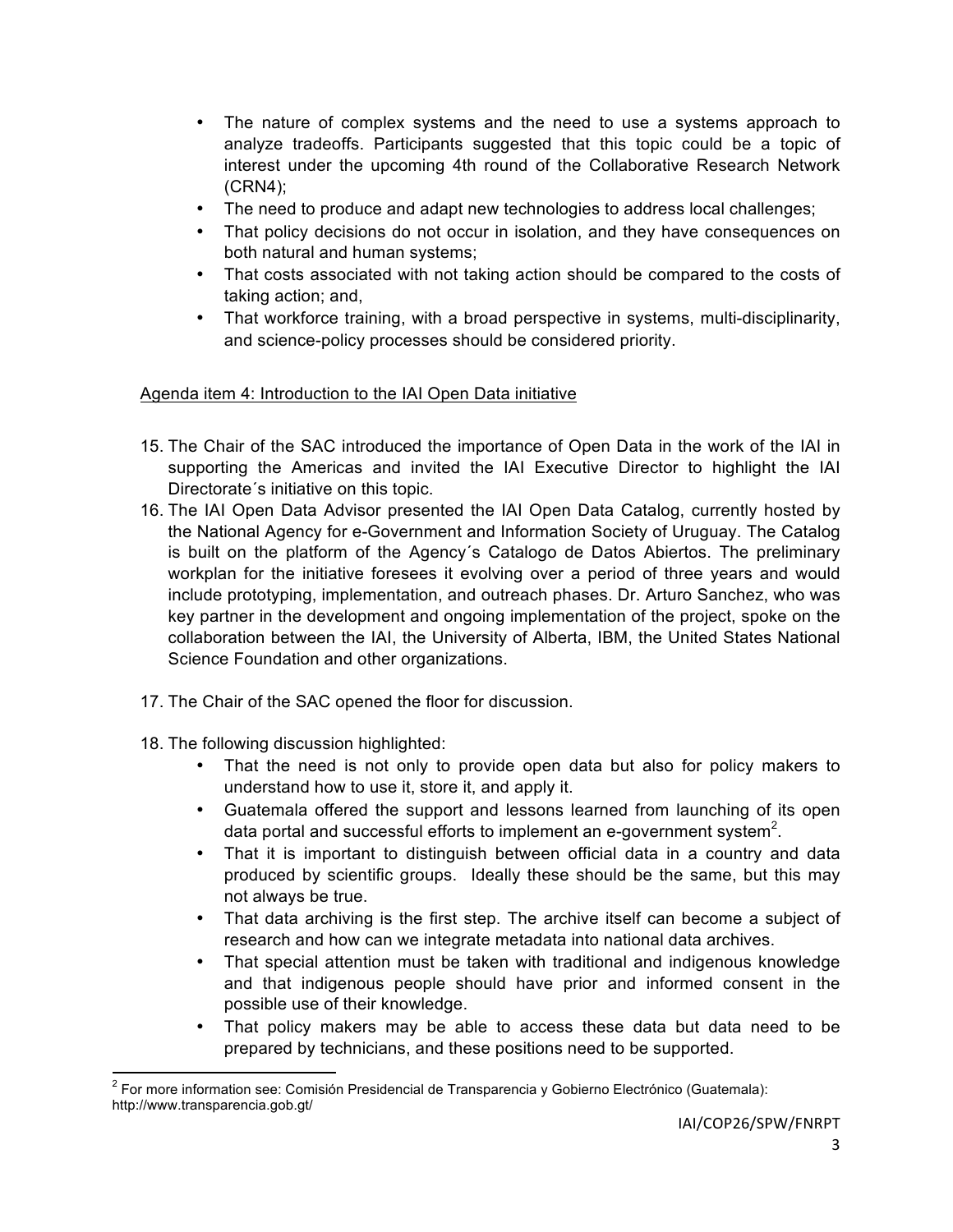- The nature of complex systems and the need to use a systems approach to analyze tradeoffs. Participants suggested that this topic could be a topic of interest under the upcoming 4th round of the Collaborative Research Network (CRN4);
- The need to produce and adapt new technologies to address local challenges;
- That policy decisions do not occur in isolation, and they have consequences on both natural and human systems;
- That costs associated with not taking action should be compared to the costs of taking action; and,
- That workforce training, with a broad perspective in systems, multi-disciplinarity, and science-policy processes should be considered priority.

Agenda item 4: Introduction to the IAI Open Data initiative

15. The Chair of the SAC introduced the importance of Open Data in the work of the IAI in supporting the Americas and invited the IAI Executive Director to highlight the IAI Directorate´s initiative on this topic.
16. The IAI Open Data Advisor presented the IAI Open Data Catalog, currently hosted by the National Agency for e-Government and Information Society of Uruguay. The Catalog is built on the platform of the Agency´s Catalogo de Datos Abiertos. The preliminary workplan for the initiative foresees it evolving over a period of three years and would include prototyping, implementation, and outreach phases. Dr. Arturo Sanchez, who was key partner in the development and ongoing implementation of the project, spoke on the collaboration between the IAI, the University of Alberta, IBM, the United States National Science Foundation and other organizations.

17. The Chair of the SAC opened the floor for discussion.

18. The following discussion highlighted:
    - That the need is not only to provide open data but also for policy makers to understand how to use it, store it, and apply it.
    - Guatemala offered the support and lessons learned from launching of its open data portal and successful efforts to implement an e-government system[2].
    - That it is important to distinguish between official data in a country and data produced by scientific groups. Ideally these should be the same, but this may not always be true.
    - That data archiving is the first step. The archive itself can become a subject of research and how can we integrate metadata into national data archives.
    - That special attention must be taken with traditional and indigenous knowledge and that indigenous people should have prior and informed consent in the possible use of their knowledge.
    - That policy makers may be able to access these data but data need to be prepared by technicians, and these positions need to be supported.

[2] For more information see: Comisión Presidencial de Transparencia y Gobierno Electrónico (Guatemala): http://www.transparencia.gob.gt/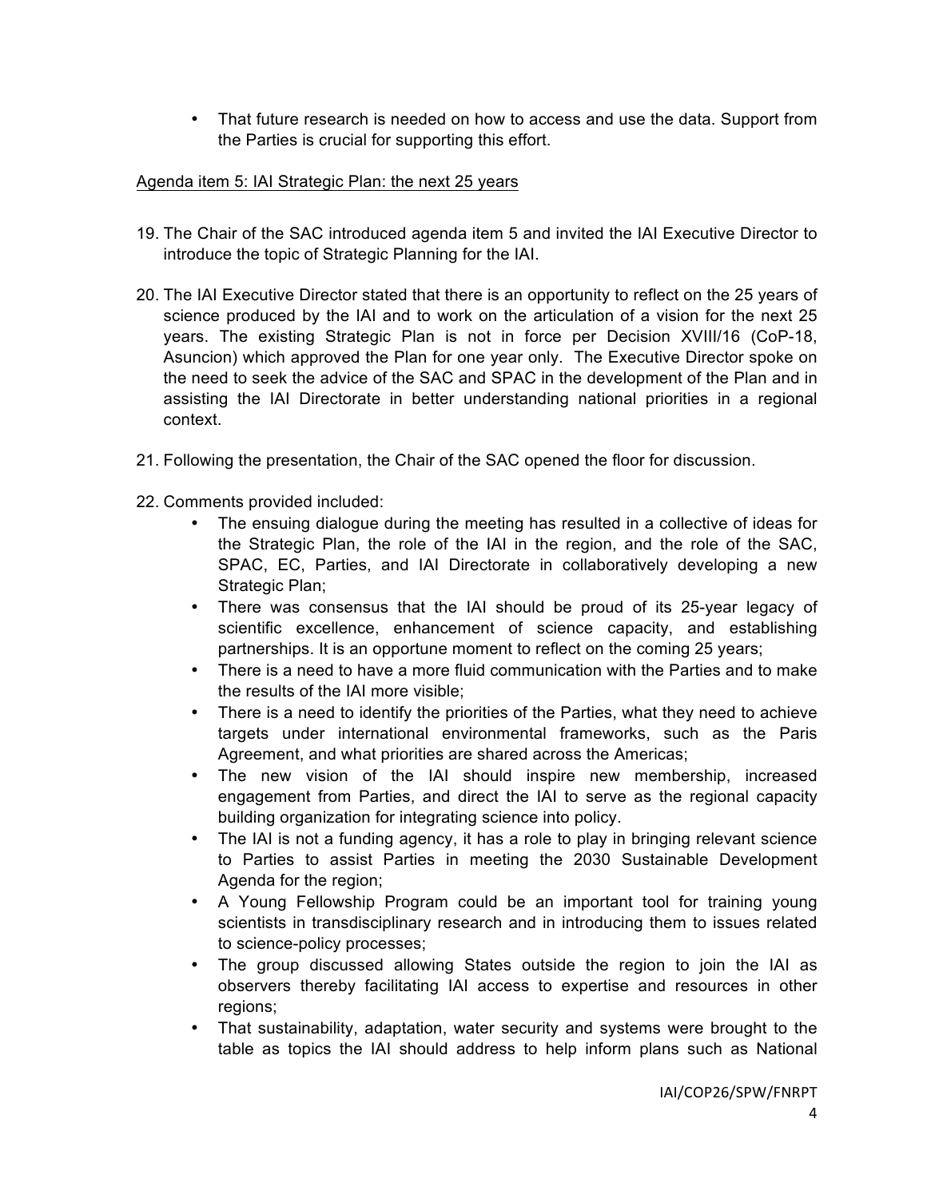- That future research is needed on how to access and use the data. Support from the Parties is crucial for supporting this effort.

Agenda item 5: IAI Strategic Plan: the next 25 years

19. The Chair of the SAC introduced agenda item 5 and invited the IAI Executive Director to introduce the topic of Strategic Planning for the IAI.

20. The IAI Executive Director stated that there is an opportunity to reflect on the 25 years of science produced by the IAI and to work on the articulation of a vision for the next 25 years. The existing Strategic Plan is not in force per Decision XVIII/16 (CoP-18, Asuncion) which approved the Plan for one year only. The Executive Director spoke on the need to seek the advice of the SAC and SPAC in the development of the Plan and in assisting the IAI Directorate in better understanding national priorities in a regional context.

21. Following the presentation, the Chair of the SAC opened the floor for discussion.

22. Comments provided included:
    - The ensuing dialogue during the meeting has resulted in a collective of ideas for the Strategic Plan, the role of the IAI in the region, and the role of the SAC, SPAC, EC, Parties, and IAI Directorate in collaboratively developing a new Strategic Plan;
    - There was consensus that the IAI should be proud of its 25-year legacy of scientific excellence, enhancement of science capacity, and establishing partnerships. It is an opportune moment to reflect on the coming 25 years;
    - There is a need to have a more fluid communication with the Parties and to make the results of the IAI more visible;
    - There is a need to identify the priorities of the Parties, what they need to achieve targets under international environmental frameworks, such as the Paris Agreement, and what priorities are shared across the Americas;
    - The new vision of the IAI should inspire new membership, increased engagement from Parties, and direct the IAI to serve as the regional capacity building organization for integrating science into policy.
    - The IAI is not a funding agency, it has a role to play in bringing relevant science to Parties to assist Parties in meeting the 2030 Sustainable Development Agenda for the region;
    - A Young Fellowship Program could be an important tool for training young scientists in transdisciplinary research and in introducing them to issues related to science-policy processes;
    - The group discussed allowing States outside the region to join the IAI as observers thereby facilitating IAI access to expertise and resources in other regions;
    - That sustainability, adaptation, water security and systems were brought to the table as topics the IAI should address to help inform plans such as National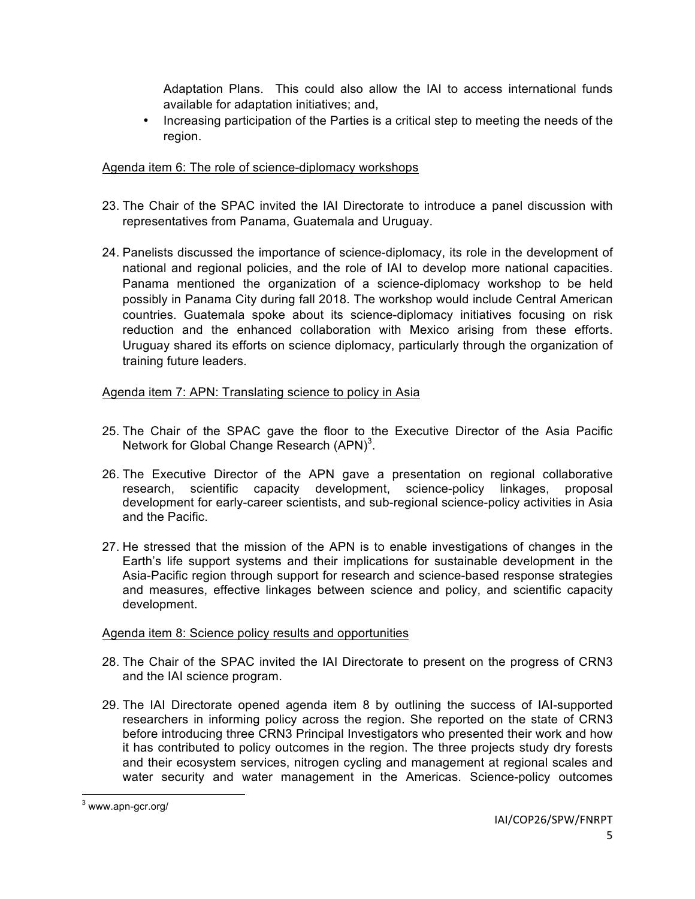Adaptation Plans. This could also allow the IAI to access international funds available for adaptation initiatives; and,

- Increasing participation of the Parties is a critical step to meeting the needs of the region.

Agenda item 6: The role of science-diplomacy workshops

23. The Chair of the SPAC invited the IAI Directorate to introduce a panel discussion with representatives from Panama, Guatemala and Uruguay.

24. Panelists discussed the importance of science-diplomacy, its role in the development of national and regional policies, and the role of IAI to develop more national capacities. Panama mentioned the organization of a science-diplomacy workshop to be held possibly in Panama City during fall 2018. The workshop would include Central American countries. Guatemala spoke about its science-diplomacy initiatives focusing on risk reduction and the enhanced collaboration with Mexico arising from these efforts. Uruguay shared its efforts on science diplomacy, particularly through the organization of training future leaders.

Agenda item 7: APN: Translating science to policy in Asia

25. The Chair of the SPAC gave the floor to the Executive Director of the Asia Pacific Network for Global Change Research (APN)[3].

26. The Executive Director of the APN gave a presentation on regional collaborative research, scientific capacity development, science-policy linkages, proposal development for early-career scientists, and sub-regional science-policy activities in Asia and the Pacific.

27. He stressed that the mission of the APN is to enable investigations of changes in the Earth's life support systems and their implications for sustainable development in the Asia-Pacific region through support for research and science-based response strategies and measures, effective linkages between science and policy, and scientific capacity development.

Agenda item 8: Science policy results and opportunities

28. The Chair of the SPAC invited the IAI Directorate to present on the progress of CRN3 and the IAI science program.

29. The IAI Directorate opened agenda item 8 by outlining the success of IAI-supported researchers in informing policy across the region. She reported on the state of CRN3 before introducing three CRN3 Principal Investigators who presented their work and how it has contributed to policy outcomes in the region. The three projects study dry forests and their ecosystem services, nitrogen cycling and management at regional scales and water security and water management in the Americas. Science-policy outcomes

[3] www.apn-gcr.org/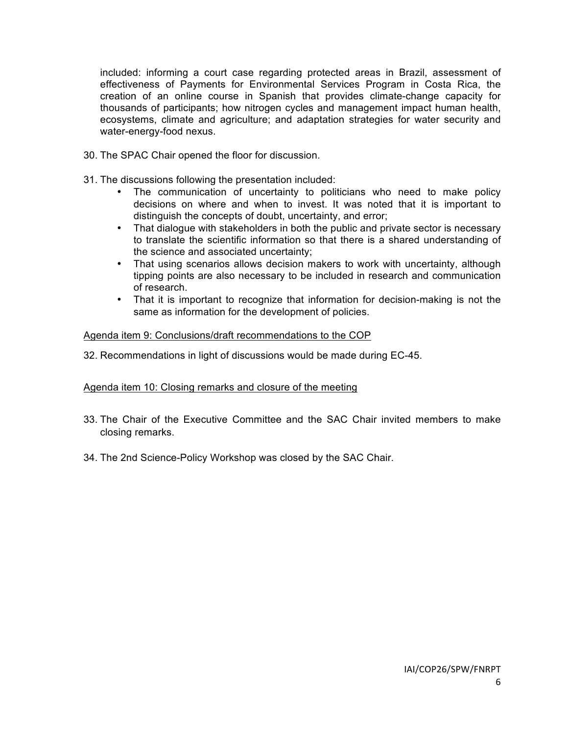included: informing a court case regarding protected areas in Brazil, assessment of effectiveness of Payments for Environmental Services Program in Costa Rica, the creation of an online course in Spanish that provides climate-change capacity for thousands of participants; how nitrogen cycles and management impact human health, ecosystems, climate and agriculture; and adaptation strategies for water security and water-energy-food nexus.

30. The SPAC Chair opened the floor for discussion.

31. The discussions following the presentation included:
    - The communication of uncertainty to politicians who need to make policy decisions on where and when to invest. It was noted that it is important to distinguish the concepts of doubt, uncertainty, and error;
    - That dialogue with stakeholders in both the public and private sector is necessary to translate the scientific information so that there is a shared understanding of the science and associated uncertainty;
    - That using scenarios allows decision makers to work with uncertainty, although tipping points are also necessary to be included in research and communication of research.
    - That it is important to recognize that information for decision-making is not the same as information for the development of policies.

Agenda item 9: Conclusions/draft recommendations to the COP

32. Recommendations in light of discussions would be made during EC-45.

Agenda item 10: Closing remarks and closure of the meeting

33. The Chair of the Executive Committee and the SAC Chair invited members to make closing remarks.

34. The 2nd Science-Policy Workshop was closed by the SAC Chair.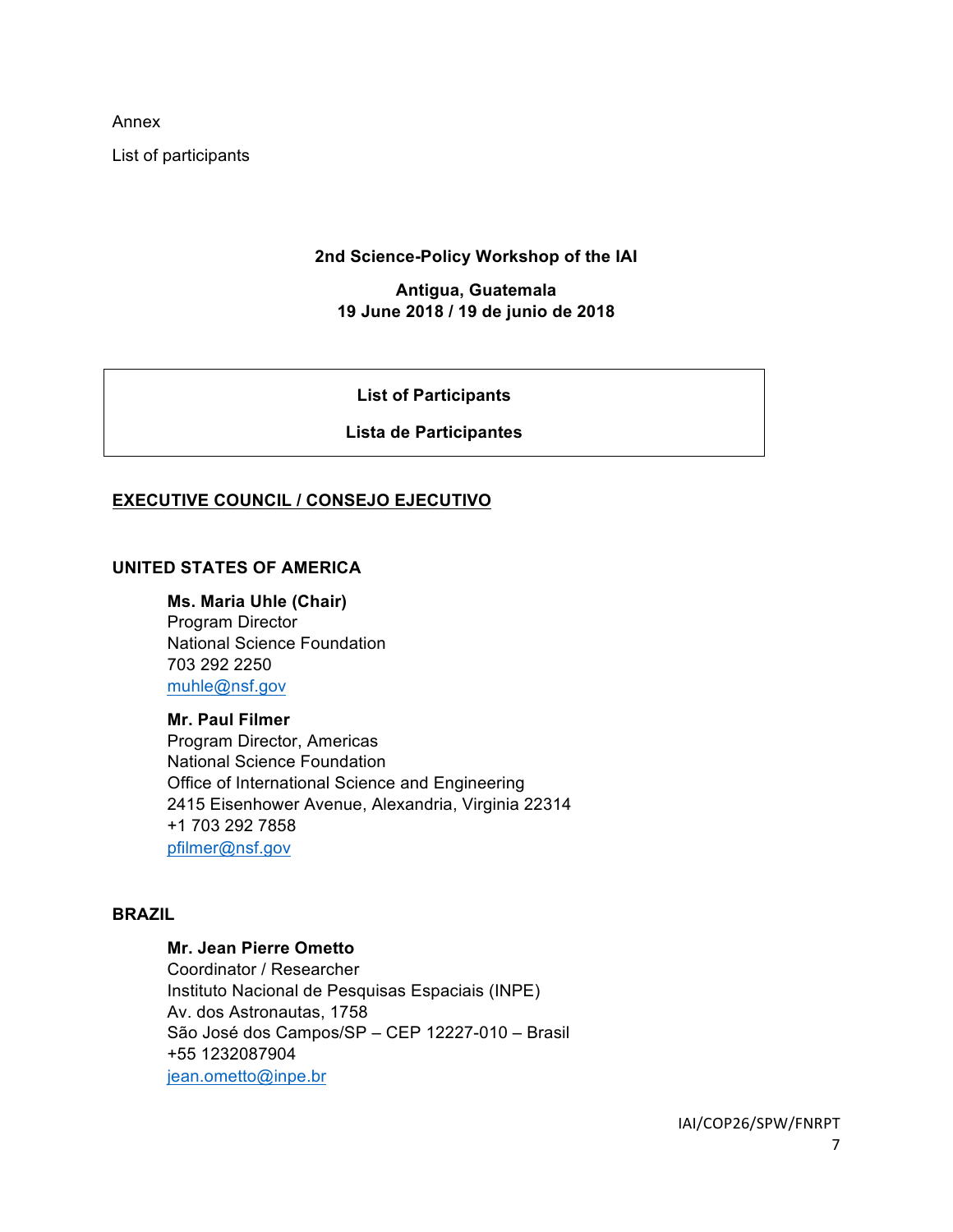Annex

List of participants

**2nd Science-Policy Workshop of the IAI**

**Antigua, Guatemala**
**19 June 2018 / 19 de junio de 2018**

**List of Participants**

**Lista de Participantes**

## EXECUTIVE COUNCIL / CONSEJO EJECUTIVO

### UNITED STATES OF AMERICA

**Ms. Maria Uhle (Chair)**
Program Director
National Science Foundation
703 292 2250
muhle@nsf.gov

**Mr. Paul Filmer**
Program Director, Americas
National Science Foundation
Office of International Science and Engineering
2415 Eisenhower Avenue, Alexandria, Virginia 22314
+1 703 292 7858
pfilmer@nsf.gov

### BRAZIL

**Mr. Jean Pierre Ometto**
Coordinator / Researcher
Instituto Nacional de Pesquisas Espaciais (INPE)
Av. dos Astronautas, 1758
São José dos Campos/SP – CEP 12227-010 – Brasil
+55 1232087904
jean.ometto@inpe.br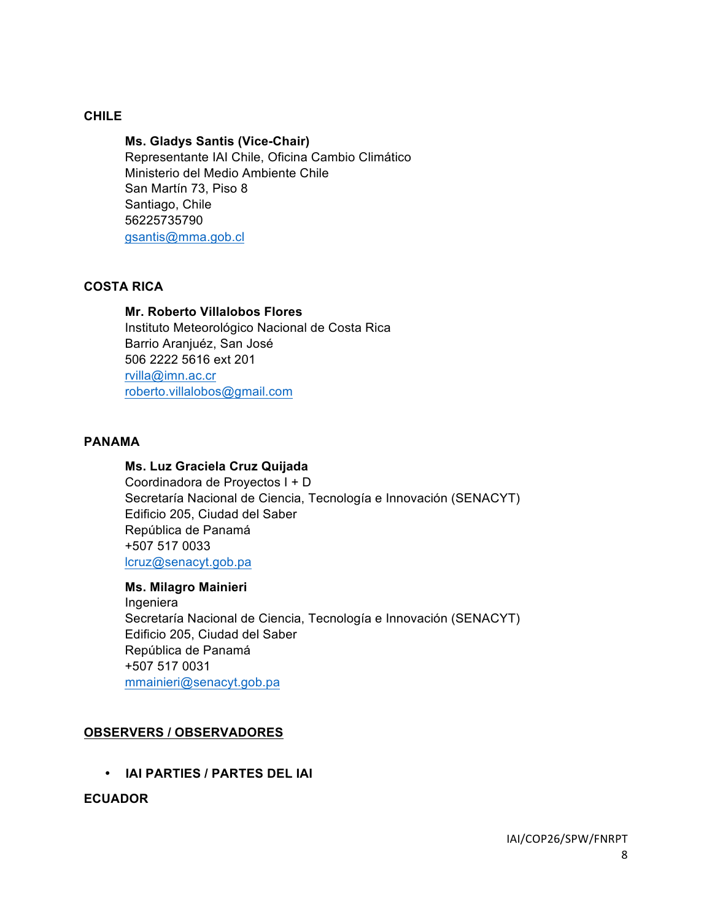## CHILE

**Ms. Gladys Santis (Vice-Chair)**
Representante IAI Chile, Oficina Cambio Climático
Ministerio del Medio Ambiente Chile
San Martín 73, Piso 8
Santiago, Chile
56225735790
gsantis@mma.gob.cl

## COSTA RICA

**Mr. Roberto Villalobos Flores**
Instituto Meteorológico Nacional de Costa Rica
Barrio Aranjuéz, San José
506 2222 5616 ext 201
rvilla@imn.ac.cr
roberto.villalobos@gmail.com

## PANAMA

**Ms. Luz Graciela Cruz Quijada**
Coordinadora de Proyectos I + D
Secretaría Nacional de Ciencia, Tecnología e Innovación (SENACYT)
Edificio 205, Ciudad del Saber
República de Panamá
+507 517 0033
lcruz@senacyt.gob.pa

**Ms. Milagro Mainieri**
Ingeniera
Secretaría Nacional de Ciencia, Tecnología e Innovación (SENACYT)
Edificio 205, Ciudad del Saber
República de Panamá
+507 517 0031
mmainieri@senacyt.gob.pa

## OBSERVERS / OBSERVADORES

- **IAI PARTIES / PARTES DEL IAI**

## ECUADOR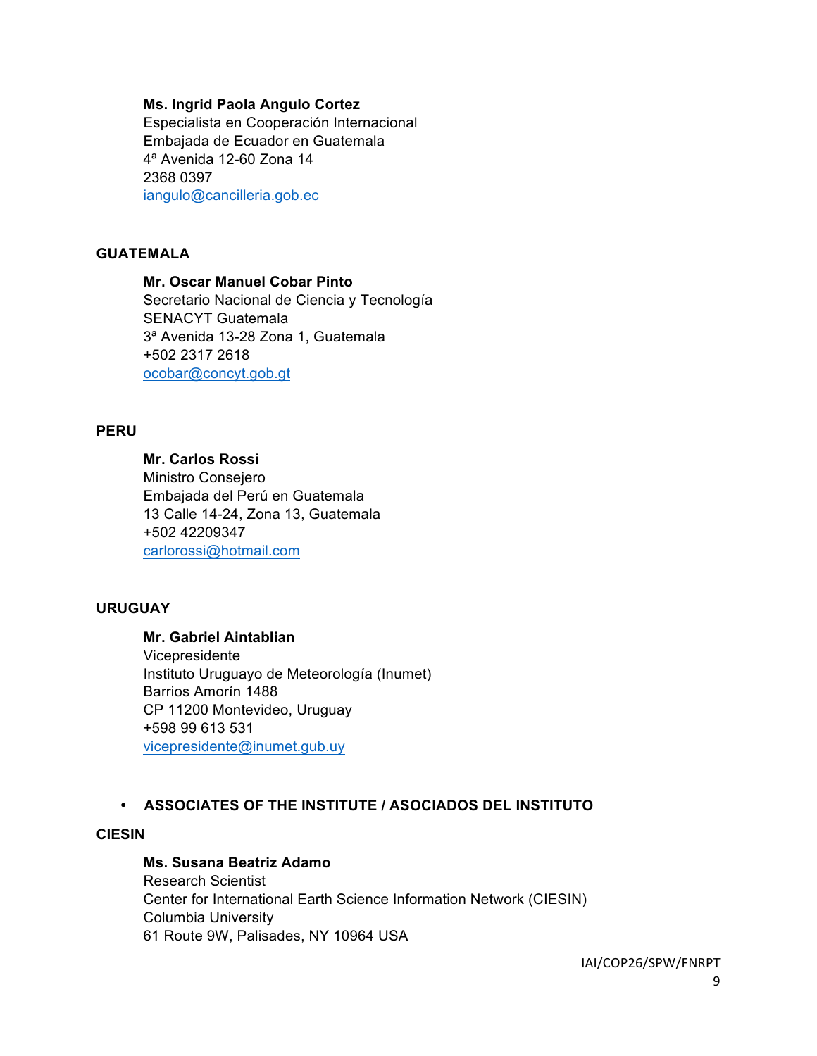**Ms. Ingrid Paola Angulo Cortez**
Especialista en Cooperación Internacional
Embajada de Ecuador en Guatemala
4ª Avenida 12-60 Zona 14
2368 0397
iangulo@cancilleria.gob.ec

**GUATEMALA**

**Mr. Oscar Manuel Cobar Pinto**
Secretario Nacional de Ciencia y Tecnología
SENACYT Guatemala
3ª Avenida 13-28 Zona 1, Guatemala
+502 2317 2618
ocobar@concyt.gob.gt

**PERU**

**Mr. Carlos Rossi**
Ministro Consejero
Embajada del Perú en Guatemala
13 Calle 14-24, Zona 13, Guatemala
+502 42209347
carlorossi@hotmail.com

**URUGUAY**

**Mr. Gabriel Aintablian**
Vicepresidente
Instituto Uruguayo de Meteorología (Inumet)
Barrios Amorín 1488
CP 11200 Montevideo, Uruguay
+598 99 613 531
vicepresidente@inumet.gub.uy

- **ASSOCIATES OF THE INSTITUTE / ASOCIADOS DEL INSTITUTO**

**CIESIN**

**Ms. Susana Beatriz Adamo**
Research Scientist
Center for International Earth Science Information Network (CIESIN)
Columbia University
61 Route 9W, Palisades, NY 10964 USA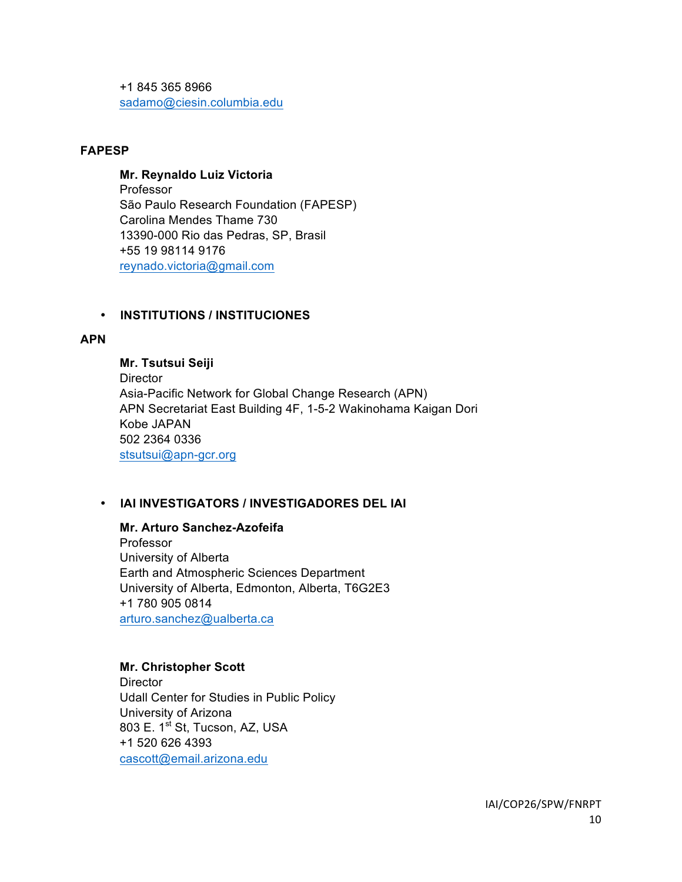+1 845 365 8966
sadamo@ciesin.columbia.edu

**FAPESP**

**Mr. Reynaldo Luiz Victoria**
Professor
São Paulo Research Foundation (FAPESP)
Carolina Mendes Thame 730
13390-000 Rio das Pedras, SP, Brasil
+55 19 98114 9176
reynado.victoria@gmail.com

- **INSTITUTIONS / INSTITUCIONES**

**APN**

**Mr. Tsutsui Seiji**
Director
Asia-Pacific Network for Global Change Research (APN)
APN Secretariat East Building 4F, 1-5-2 Wakinohama Kaigan Dori
Kobe JAPAN
502 2364 0336
stsutsui@apn-gcr.org

- **IAI INVESTIGATORS / INVESTIGADORES DEL IAI**

**Mr. Arturo Sanchez-Azofeifa**
Professor
University of Alberta
Earth and Atmospheric Sciences Department
University of Alberta, Edmonton, Alberta, T6G2E3
+1 780 905 0814
arturo.sanchez@ualberta.ca

**Mr. Christopher Scott**
Director
Udall Center for Studies in Public Policy
University of Arizona
803 E. 1st St, Tucson, AZ, USA
+1 520 626 4393
cascott@email.arizona.edu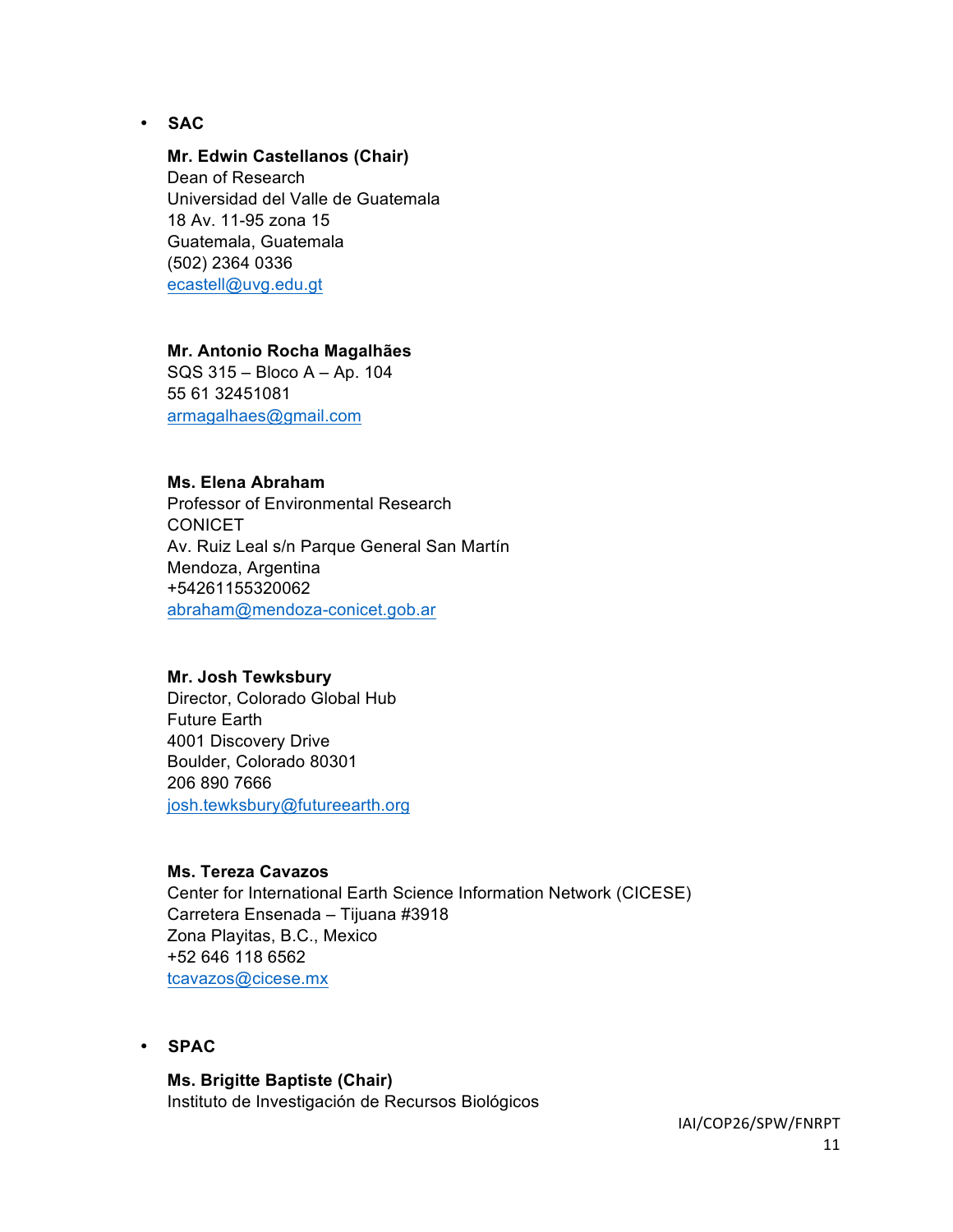- **SAC**

  **Mr. Edwin Castellanos (Chair)**
  Dean of Research
  Universidad del Valle de Guatemala
  18 Av. 11-95 zona 15
  Guatemala, Guatemala
  (502) 2364 0336
  ecastell@uvg.edu.gt

  **Mr. Antonio Rocha Magalhães**
  SQS 315 – Bloco A – Ap. 104
  55 61 32451081
  armagalhaes@gmail.com

  **Ms. Elena Abraham**
  Professor of Environmental Research
  CONICET
  Av. Ruiz Leal s/n Parque General San Martín
  Mendoza, Argentina
  +54261155320062
  abraham@mendoza-conicet.gob.ar

  **Mr. Josh Tewksbury**
  Director, Colorado Global Hub
  Future Earth
  4001 Discovery Drive
  Boulder, Colorado 80301
  206 890 7666
  josh.tewksbury@futureearth.org

  **Ms. Tereza Cavazos**
  Center for International Earth Science Information Network (CICESE)
  Carretera Ensenada – Tijuana #3918
  Zona Playitas, B.C., Mexico
  +52 646 118 6562
  tcavazos@cicese.mx

- **SPAC**

  **Ms. Brigitte Baptiste (Chair)**
  Instituto de Investigación de Recursos Biológicos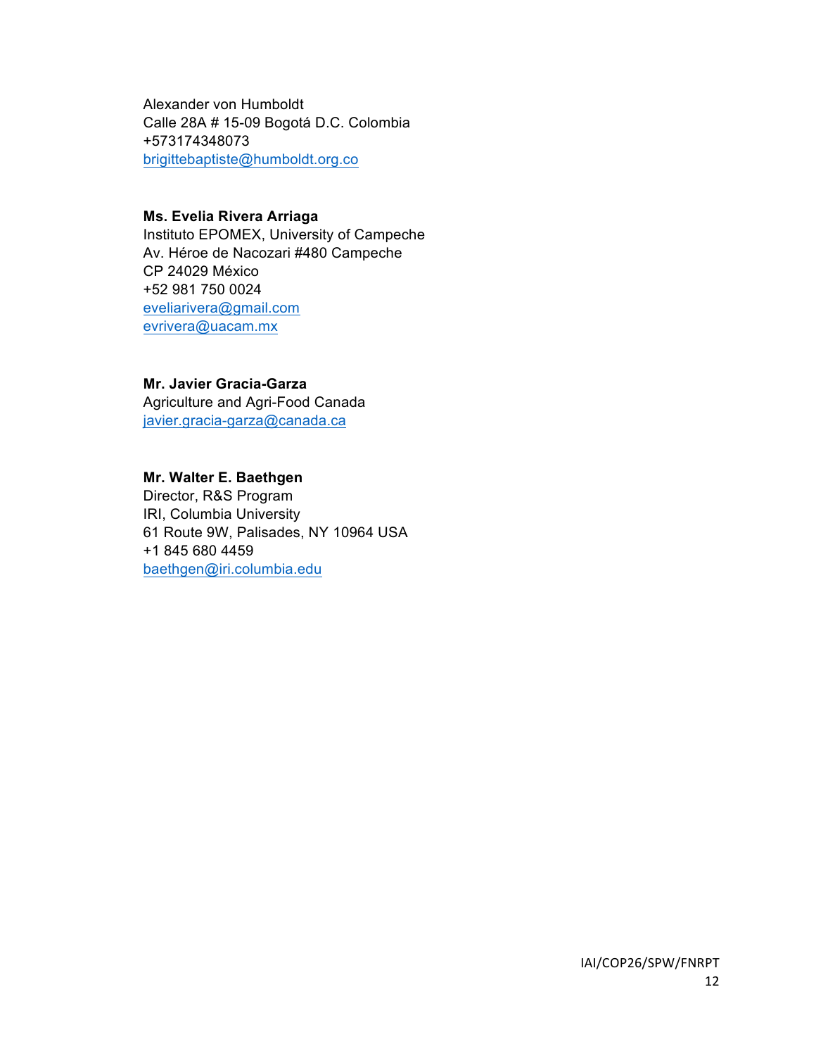Alexander von Humboldt
Calle 28A # 15-09 Bogotá D.C. Colombia
+573174348073
brigittebaptiste@humboldt.org.co

**Ms. Evelia Rivera Arriaga**
Instituto EPOMEX, University of Campeche
Av. Héroe de Nacozari #480 Campeche
CP 24029 México
+52 981 750 0024
eveliarivera@gmail.com
evrivera@uacam.mx

**Mr. Javier Gracia-Garza**
Agriculture and Agri-Food Canada
javier.gracia-garza@canada.ca

**Mr. Walter E. Baethgen**
Director, R&S Program
IRI, Columbia University
61 Route 9W, Palisades, NY 10964 USA
+1 845 680 4459
baethgen@iri.columbia.edu